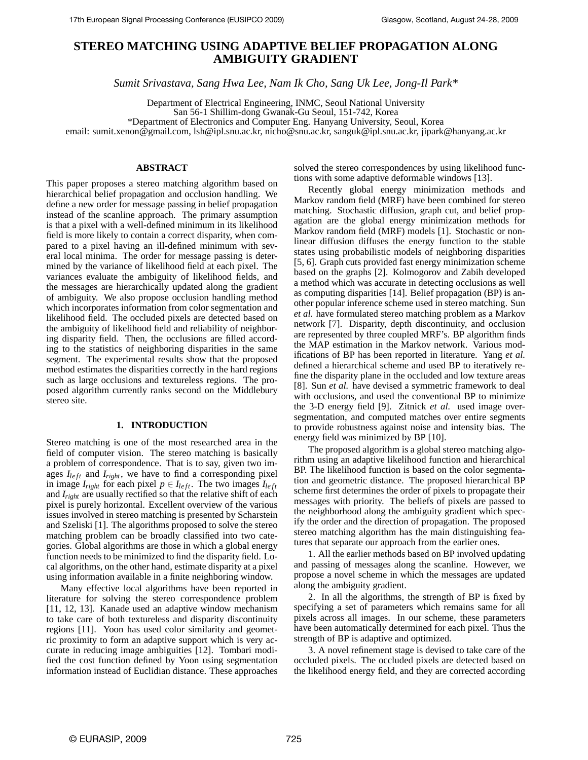# STEREO MATCHING USING ADAPTIVE BELIEF PROPAGATION ALONG AMBIGUITY GRADIENT

*Sumit Srivastava, Sang Hwa Lee, Nam Ik Cho, Sang Uk Lee, Jong-Il Park\**

Department of Electrical Engineering, INMC, Seoul National University
San 56-1 Shillim-dong Gwanak-Gu Seoul, 151-742, Korea
\*Department of Electronics and Computer Eng. Hanyang University, Seoul, Korea
email: sumit.xenon@gmail.com, lsh@ipl.snu.ac.kr, nicho@snu.ac.kr, sanguk@ipl.snu.ac.kr, jipark@hanyang.ac.kr

## ABSTRACT

This paper proposes a stereo matching algorithm based on hierarchical belief propagation and occlusion handling. We define a new order for message passing in belief propagation instead of the scanline approach. The primary assumption is that a pixel with a well-defined minimum in its likelihood field is more likely to contain a correct disparity, when compared to a pixel having an ill-defined minimum with several local minima. The order for message passing is determined by the variance of likelihood field at each pixel. The variances evaluate the ambiguity of likelihood fields, and the messages are hierarchically updated along the gradient of ambiguity. We also propose occlusion handling method which incorporates information from color segmentation and likelihood field. The occluded pixels are detected based on the ambiguity of likelihood field and reliability of neighboring disparity field. Then, the occlusions are filled according to the statistics of neighboring disparities in the same segment. The experimental results show that the proposed method estimates the disparities correctly in the hard regions such as large occlusions and textureless regions. The proposed algorithm currently ranks second on the Middlebury stereo site.

## 1. INTRODUCTION

Stereo matching is one of the most researched area in the field of computer vision. The stereo matching is basically a problem of correspondence. That is to say, given two images $I_{left}$ and $I_{right}$, we have to find a corresponding pixel in image $I_{right}$ for each pixel $p \in I_{left}$. The two images $I_{left}$ and $I_{right}$ are usually rectified so that the relative shift of each pixel is purely horizontal. Excellent overview of the various issues involved in stereo matching is presented by Scharstein and Szeliski [1]. The algorithms proposed to solve the stereo matching problem can be broadly classified into two categories. Global algorithms are those in which a global energy function needs to be minimized to find the disparity field. Local algorithms, on the other hand, estimate disparity at a pixel using information available in a finite neighboring window.

Many effective local algorithms have been reported in literature for solving the stereo correspondence problem [11, 12, 13]. Kanade used an adaptive window mechanism to take care of both textureless and disparity discontinuity regions [11]. Yoon has used color similarity and geometric proximity to form an adaptive support which is very accurate in reducing image ambiguities [12]. Tombari modified the cost function defined by Yoon using segmentation information instead of Euclidian distance. These approaches solved the stereo correspondences by using likelihood functions with some adaptive deformable windows [13].

Recently global energy minimization methods and Markov random field (MRF) have been combined for stereo matching. Stochastic diffusion, graph cut, and belief propagation are the global energy minimization methods for Markov random field (MRF) models [1]. Stochastic or nonlinear diffusion diffuses the energy function to the stable states using probabilistic models of neighboring disparities [5, 6]. Graph cuts provided fast energy minimization scheme based on the graphs [2]. Kolmogorov and Zabih developed a method which was accurate in detecting occlusions as well as computing disparities [14]. Belief propagation (BP) is another popular inference scheme used in stereo matching. Sun *et al.* have formulated stereo matching problem as a Markov network [7]. Disparity, depth discontinuity, and occlusion are represented by three coupled MRF's. BP algorithm finds the MAP estimation in the Markov network. Various modifications of BP has been reported in literature. Yang *et al.* defined a hierarchical scheme and used BP to iteratively refine the disparity plane in the occluded and low texture areas [8]. Sun *et al.* have devised a symmetric framework to deal with occlusions, and used the conventional BP to minimize the 3-D energy field [9]. Zitnick *et al.* used image over-segmentation, and computed matches over entire segments to provide robustness against noise and intensity bias. The energy field was minimized by BP [10].

The proposed algorithm is a global stereo matching algorithm using an adaptive likelihood function and hierarchical BP. The likelihood function is based on the color segmentation and geometric distance. The proposed hierarchical BP scheme first determines the order of pixels to propagate their messages with priority. The beliefs of pixels are passed to the neighborhood along the ambiguity gradient which specify the order and the direction of propagation. The proposed stereo matching algorithm has the main distinguishing features that separate our approach from the earlier ones.

1. All the earlier methods based on BP involved updating and passing of messages along the scanline. However, we propose a novel scheme in which the messages are updated along the ambiguity gradient.

2. In all the algorithms, the strength of BP is fixed by specifying a set of parameters which remains same for all pixels across all images. In our scheme, these parameters have been automatically determined for each pixel. Thus the strength of BP is adaptive and optimized.

3. A novel refinement stage is devised to take care of the occluded pixels. The occluded pixels are detected based on the likelihood energy field, and they are corrected according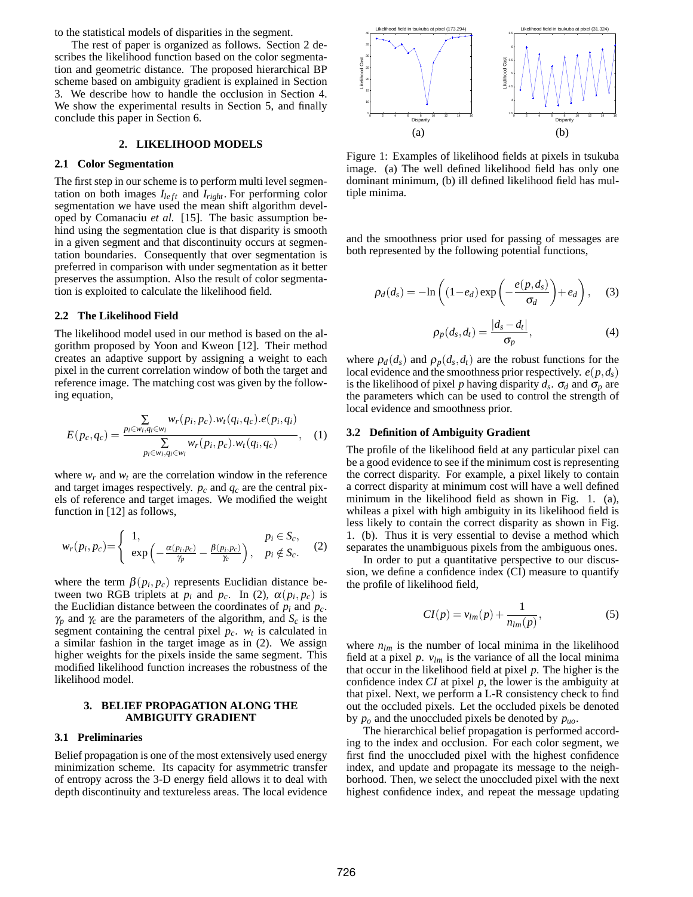to the statistical models of disparities in the segment.

The rest of paper is organized as follows. Section 2 describes the likelihood function based on the color segmentation and geometric distance. The proposed hierarchical BP scheme based on ambiguity gradient is explained in Section 3. We describe how to handle the occlusion in Section 4. We show the experimental results in Section 5, and finally conclude this paper in Section 6.

## 2. LIKELIHOOD MODELS

### 2.1 Color Segmentation

The first step in our scheme is to perform multi level segmentation on both images $I_{left}$ and $I_{right}$. For performing color segmentation we have used the mean shift algorithm developed by Comanaciu *et al.* [15]. The basic assumption behind using the segmentation clue is that disparity is smooth in a given segment and that discontinuity occurs at segmentation boundaries. Consequently that over segmentation is preferred in comparison with under segmentation as it better preserves the assumption. Also the result of color segmentation is exploited to calculate the likelihood field.

### 2.2 The Likelihood Field

The likelihood model used in our method is based on the algorithm proposed by Yoon and Kweon [12]. Their method creates an adaptive support by assigning a weight to each pixel in the current correlation window of both the target and reference image. The matching cost was given by the following equation,

$$E(p_c,q_c) = \frac{\sum_{p_i \in w_i, q_i \in w_i} w_r(p_i,p_c).w_t(q_i,q_c).e(p_i,q_i)}{\sum_{p_i \in w_i, q_i \in w_i} w_r(p_i,p_c).w_t(q_i,q_c)}, \quad (1)$$

where $w_r$ and $w_t$ are the correlation window in the reference and target images respectively. $p_c$ and $q_c$ are the central pixels of reference and target images. We modified the weight function in [12] as follows,

$$w_r(p_i,p_c) = \begin{cases} 1, & p_i \in S_c, \\ \exp\left(-\frac{\alpha(p_i,p_c)}{\gamma_p} - \frac{\beta(p_i,p_c)}{\gamma_c}\right), & p_i \notin S_c. \end{cases} \quad (2)$$

where the term $\beta(p_i,p_c)$ represents Euclidian distance between two RGB triplets at $p_i$ and $p_c$. In (2), $\alpha(p_i,p_c)$ is the Euclidian distance between the coordinates of $p_i$ and $p_c$. $\gamma_p$ and $\gamma_c$ are the parameters of the algorithm, and $S_c$ is the segment containing the central pixel $p_c$. $w_t$ is calculated in a similar fashion in the target image as in (2). We assign higher weights for the pixels inside the same segment. This modified likelihood function increases the robustness of the likelihood model.

## 3. BELIEF PROPAGATION ALONG THE AMBIGUITY GRADIENT

### 3.1 Preliminaries

Belief propagation is one of the most extensively used energy minimization scheme. Its capacity for asymmetric transfer of entropy across the 3-D energy field allows it to deal with depth discontinuity and textureless areas. The local evidence and the smoothness prior used for passing of messages are both represented by the following potential functions,

$$\rho_d(d_s) = -\ln\left((1-e_d)\exp\left(-\frac{e(p,d_s)}{\sigma_d}\right) + e_d\right), \quad (3)$$

$$\rho_p(d_s,d_t) = \frac{|d_s - d_t|}{\sigma_p}, \quad (4)$$

where $\rho_d(d_s)$ and $\rho_p(d_s,d_t)$ are the robust functions for the local evidence and the smoothness prior respectively. $e(p,d_s)$ is the likelihood of pixel $p$ having disparity $d_s$. $\sigma_d$ and $\sigma_p$ are the parameters which can be used to control the strength of local evidence and smoothness prior.

Figure 1: Examples of likelihood fields at pixels in tsukuba image. (a) The well defined likelihood field has only one dominant minimum, (b) ill defined likelihood field has multiple minima.

### 3.2 Definition of Ambiguity Gradient

The profile of the likelihood field at any particular pixel can be a good evidence to see if the minimum cost is representing the correct disparity. For example, a pixel likely to contain a correct disparity at minimum cost will have a well defined minimum in the likelihood field as shown in Fig. 1. (a), whileas a pixel with high ambiguity in its likelihood field is less likely to contain the correct disparity as shown in Fig. 1. (b). Thus it is very essential to devise a method which separates the unambiguous pixels from the ambiguous ones.

In order to put a quantitative perspective to our discussion, we define a confidence index (CI) measure to quantify the profile of likelihood field,

$$CI(p) = v_{lm}(p) + \frac{1}{n_{lm}(p)}, \quad (5)$$

where $n_{lm}$ is the number of local minima in the likelihood field at a pixel $p$. $v_{lm}$ is the variance of all the local minima that occur in the likelihood field at pixel $p$. The higher is the confidence index $CI$ at pixel $p$, the lower is the ambiguity at that pixel. Next, we perform a L-R consistency check to find out the occluded pixels. Let the occluded pixels be denoted by $p_o$ and the unoccluded pixels be denoted by $p_{uo}$.

The hierarchical belief propagation is performed according to the index and occlusion. For each color segment, we first find the unoccluded pixel with the highest confidence index, and update and propagate its message to the neighborhood. Then, we select the unoccluded pixel with the next highest confidence index, and repeat the message updating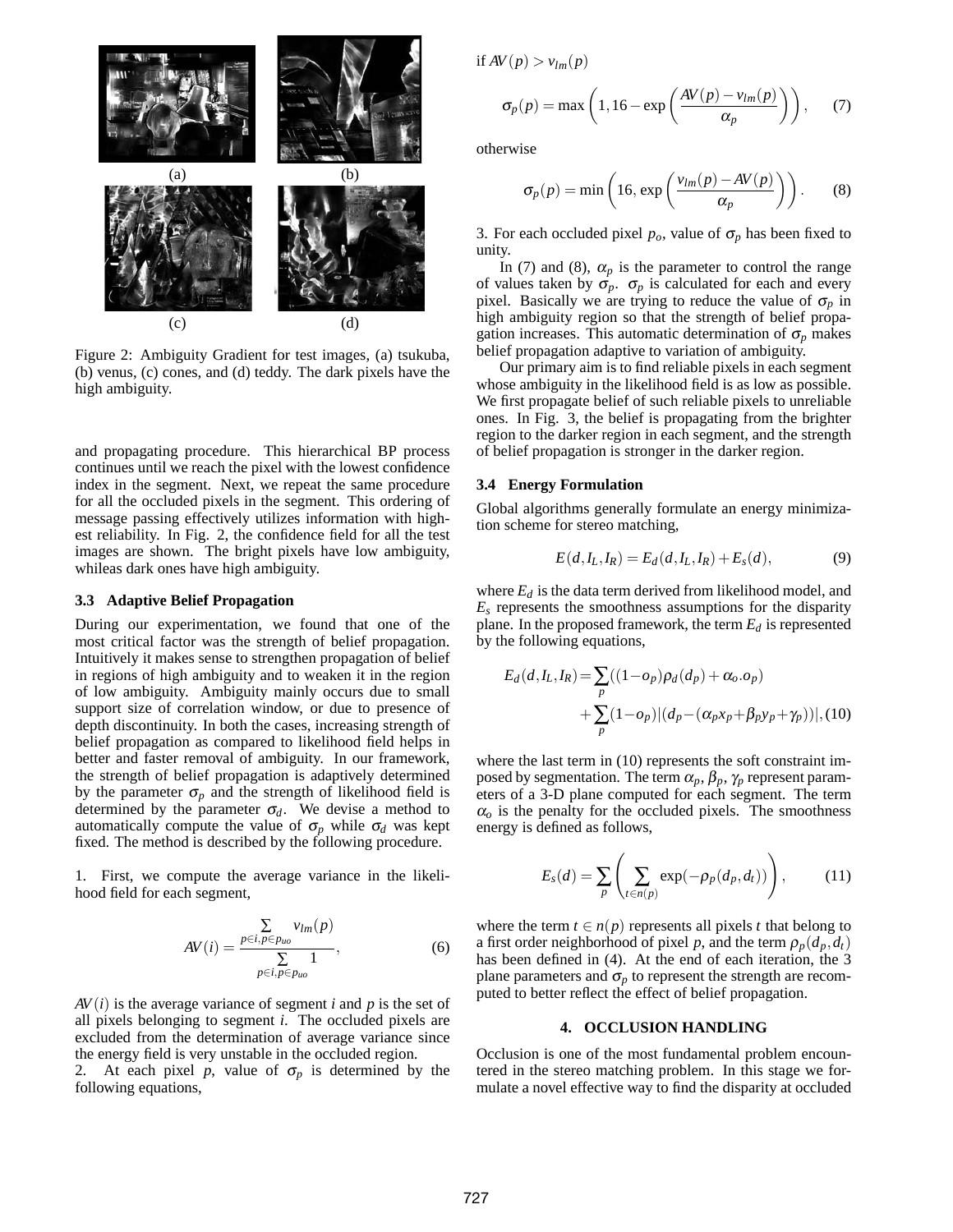Figure 2: Ambiguity Gradient for test images, (a) tsukuba, (b) venus, (c) cones, and (d) teddy. The dark pixels have the high ambiguity.

and propagating procedure. This hierarchical BP process continues until we reach the pixel with the lowest confidence index in the segment. Next, we repeat the same procedure for all the occluded pixels in the segment. This ordering of message passing effectively utilizes information with highest reliability. In Fig. 2, the confidence field for all the test images are shown. The bright pixels have low ambiguity, whileas dark ones have high ambiguity.

### 3.3 Adaptive Belief Propagation

During our experimentation, we found that one of the most critical factor was the strength of belief propagation. Intuitively it makes sense to strengthen propagation of belief in regions of high ambiguity and to weaken it in the region of low ambiguity. Ambiguity mainly occurs due to small support size of correlation window, or due to presence of depth discontinuity. In both the cases, increasing strength of belief propagation as compared to likelihood field helps in better and faster removal of ambiguity. In our framework, the strength of belief propagation is adaptively determined by the parameter $\sigma_p$ and the strength of likelihood field is determined by the parameter $\sigma_d$. We devise a method to automatically compute the value of $\sigma_p$ while $\sigma_d$ was kept fixed. The method is described by the following procedure.

1. First, we compute the average variance in the likelihood field for each segment,

$$AV(i) = \frac{\sum_{p \in i, p \in p_{uo}} v_{lm}(p)}{\sum_{p \in i, p \in p_{uo}} 1}, \tag{6}$$

$AV(i)$ is the average variance of segment $i$ and $p$ is the set of all pixels belonging to segment $i$. The occluded pixels are excluded from the determination of average variance since the energy field is very unstable in the occluded region.

2. At each pixel $p$, value of $\sigma_p$ is determined by the following equations,

if $AV(p) > v_{lm}(p)$

$$\sigma_p(p) = \max\left(1, 16 - \exp\left(\frac{AV(p) - v_{lm}(p)}{\alpha_p}\right)\right), \tag{7}$$

otherwise

$$\sigma_p(p) = \min\left(16, \exp\left(\frac{v_{lm}(p) - AV(p)}{\alpha_p}\right)\right). \tag{8}$$

3. For each occluded pixel $p_o$, value of $\sigma_p$ has been fixed to unity.

In (7) and (8), $\alpha_p$ is the parameter to control the range of values taken by $\sigma_p$. $\sigma_p$ is calculated for each and every pixel. Basically we are trying to reduce the value of $\sigma_p$ in high ambiguity region so that the strength of belief propagation increases. This automatic determination of $\sigma_p$ makes belief propagation adaptive to variation of ambiguity.

Our primary aim is to find reliable pixels in each segment whose ambiguity in the likelihood field is as low as possible. We first propagate belief of such reliable pixels to unreliable ones. In Fig. 3, the belief is propagating from the brighter region to the darker region in each segment, and the strength of belief propagation is stronger in the darker region.

### 3.4 Energy Formulation

Global algorithms generally formulate an energy minimization scheme for stereo matching,

$$E(d, I_L, I_R) = E_d(d, I_L, I_R) + E_s(d), \tag{9}$$

where $E_d$ is the data term derived from likelihood model, and $E_s$ represents the smoothness assumptions for the disparity plane. In the proposed framework, the term $E_d$ is represented by the following equations,

$$\begin{aligned} E_d(d, I_L, I_R) = & \sum_p ((1-o_p)\rho_d(d_p) + \alpha_o . o_p) \\ & + \sum_p (1-o_p)|(d_p - (\alpha_p x_p + \beta_p y_p + \gamma_p))|, \end{aligned} \tag{10}$$

where the last term in (10) represents the soft constraint imposed by segmentation. The term $\alpha_p$, $\beta_p$, $\gamma_p$ represent parameters of a 3-D plane computed for each segment. The term $\alpha_o$ is the penalty for the occluded pixels. The smoothness energy is defined as follows,

$$E_s(d) = \sum_p \left( \sum_{t \in n(p)} \exp(-\rho_p(d_p, d_t)) \right), \tag{11}$$

where the term $t \in n(p)$ represents all pixels $t$ that belong to a first order neighborhood of pixel $p$, and the term $\rho_p(d_p, d_t)$ has been defined in (4). At the end of each iteration, the 3 plane parameters and $\sigma_p$ to represent the strength are recomputed to better reflect the effect of belief propagation.

## 4. OCCLUSION HANDLING

Occlusion is one of the most fundamental problem encountered in the stereo matching problem. In this stage we formulate a novel effective way to find the disparity at occluded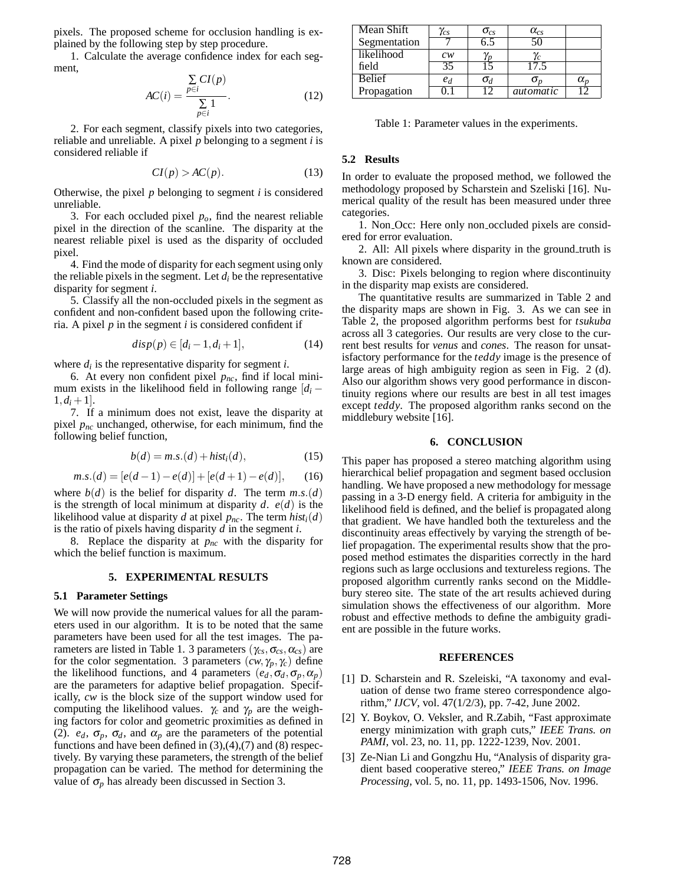pixels. The proposed scheme for occlusion handling is explained by the following step by step procedure.

1. Calculate the average confidence index for each segment,

$$AC(i) = \frac{\sum_{p \in i} CI(p)}{\sum_{p \in i} 1}. \quad (12)$$

2. For each segment, classify pixels into two categories, reliable and unreliable. A pixel $p$ belonging to a segment $i$ is considered reliable if

$$CI(p) > AC(p). \quad (13)$$

Otherwise, the pixel $p$ belonging to segment $i$ is considered unreliable.

3. For each occluded pixel $p_o$, find the nearest reliable pixel in the direction of the scanline. The disparity at the nearest reliable pixel is used as the disparity of occluded pixel.

4. Find the mode of disparity for each segment using only the reliable pixels in the segment. Let $d_i$ be the representative disparity for segment $i$.

5. Classify all the non-occluded pixels in the segment as confident and non-confident based upon the following criteria. A pixel $p$ in the segment $i$ is considered confident if

$$disp(p) \in [d_i - 1, d_i + 1], \quad (14)$$

where $d_i$ is the representative disparity for segment $i$.

6. At every non confident pixel $p_{nc}$, find if local minimum exists in the likelihood field in following range $[d_i - 1, d_i + 1]$.

7. If a minimum does not exist, leave the disparity at pixel $p_{nc}$ unchanged, otherwise, for each minimum, find the following belief function,

$$b(d) = m.s.(d) + hist_i(d), \quad (15)$$

$$m.s.(d) = [e(d-1) - e(d)] + [e(d+1) - e(d)], \quad (16)$$

where $b(d)$ is the belief for disparity $d$. The term $m.s.(d)$ is the strength of local minimum at disparity $d$. $e(d)$ is the likelihood value at disparity $d$ at pixel $p_{nc}$. The term $hist_i(d)$ is the ratio of pixels having disparity $d$ in the segment $i$.

8. Replace the disparity at $p_{nc}$ with the disparity for which the belief function is maximum.

## 5. EXPERIMENTAL RESULTS

### 5.1 Parameter Settings

We will now provide the numerical values for all the parameters used in our algorithm. It is to be noted that the same parameters have been used for all the test images. The parameters are listed in Table 1. 3 parameters $(\gamma_{cs}, \sigma_{cs}, \alpha_{cs})$ are for the color segmentation. 3 parameters $(cw, \gamma_p, \gamma_c)$ define the likelihood functions, and 4 parameters $(e_d, \sigma_d, \sigma_p, \alpha_p)$ are the parameters for adaptive belief propagation. Specifically, $cw$ is the block size of the support window used for computing the likelihood values. $\gamma_c$ and $\gamma_p$ are the weighing factors for color and geometric proximities as defined in (2). $e_d$, $\sigma_p$, $\sigma_d$, and $\alpha_p$ are the parameters of the potential functions and have been defined in (3),(4),(7) and (8) respectively. By varying these parameters, the strength of the belief propagation can be varied. The method for determining the value of $\sigma_p$ has already been discussed in Section 3.

| | | | | |
|---|---|---|---|---|
| Mean Shift | $\gamma_{cs}$ | $\sigma_{cs}$ | $\alpha_{cs}$ | |
| Segmentation | 7 | 6.5 | 50 | |
| likelihood | $cw$ | $\gamma_p$ | $\gamma_c$ | |
| field | 35 | 15 | 17.5 | |
| Belief | $e_d$ | $\sigma_d$ | $\sigma_p$ | $\alpha_p$ |
| Propagation | 0.1 | 12 | *automatic* | 12 |

Table 1: Parameter values in the experiments.

### 5.2 Results

In order to evaluate the proposed method, we followed the methodology proposed by Scharstein and Szeliski [16]. Numerical quality of the result has been measured under three categories.

1. Non_Occ: Here only non_occluded pixels are considered for error evaluation.

2. All: All pixels where disparity in the ground_truth is known are considered.

3. Disc: Pixels belonging to region where discontinuity in the disparity map exists are considered.

The quantitative results are summarized in Table 2 and the disparity maps are shown in Fig. 3. As we can see in Table 2, the proposed algorithm performs best for *tsukuba* across all 3 categories. Our results are very close to the current best results for *venus* and *cones*. The reason for unsatisfactory performance for the *teddy* image is the presence of large areas of high ambiguity region as seen in Fig. 2 (d). Also our algorithm shows very good performance in discontinuity regions where our results are best in all test images except *teddy*. The proposed algorithm ranks second on the middlebury website [16].

## 6. CONCLUSION

This paper has proposed a stereo matching algorithm using hierarchical belief propagation and segment based occlusion handling. We have proposed a new methodology for message passing in a 3-D energy field. A criteria for ambiguity in the likelihood field is defined, and the belief is propagated along that gradient. We have handled both the textureless and the discontinuity areas effectively by varying the strength of belief propagation. The experimental results show that the proposed method estimates the disparities correctly in the hard regions such as large occlusions and textureless regions. The proposed algorithm currently ranks second on the Middlebury stereo site. The state of the art results achieved during simulation shows the effectiveness of our algorithm. More robust and effective methods to define the ambiguity gradient are possible in the future works.

## REFERENCES

[1] D. Scharstein and R. Szeleiski, "A taxonomy and evaluation of dense two frame stereo correspondence algorithm," *IJCV*, vol. 47(1/2/3), pp. 7-42, June 2002.

[2] Y. Boykov, O. Veksler, and R.Zabih, "Fast approximate energy minimization with graph cuts," *IEEE Trans. on PAMI*, vol. 23, no. 11, pp. 1222-1239, Nov. 2001.

[3] Ze-Nian Li and Gongzhu Hu, "Analysis of disparity gradient based cooperative stereo," *IEEE Trans. on Image Processing*, vol. 5, no. 11, pp. 1493-1506, Nov. 1996.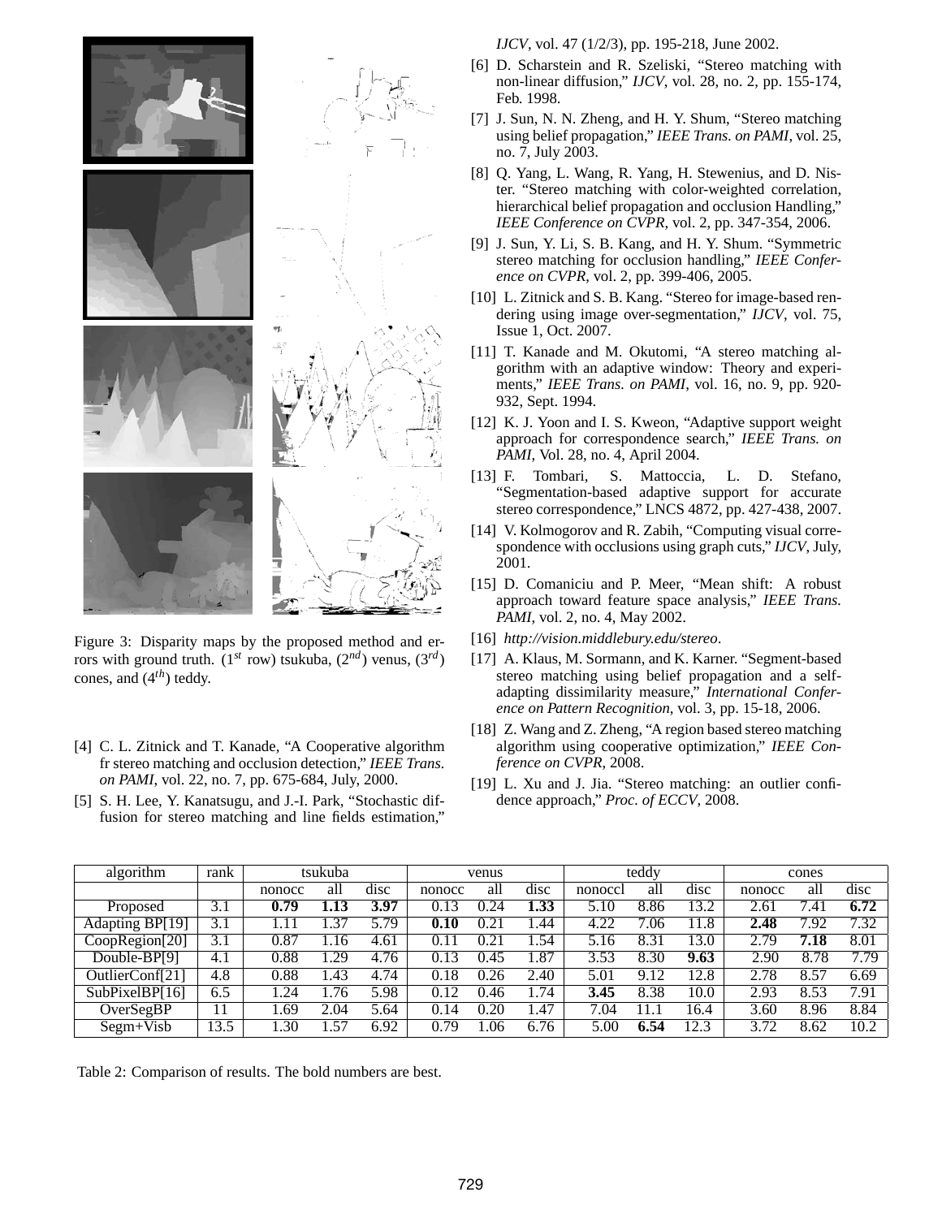Figure 3: Disparity maps by the proposed method and errors with ground truth. ($1^{st}$ row) tsukuba, ($2^{nd}$) venus, ($3^{rd}$) cones, and ($4^{th}$) teddy.

[4] C. L. Zitnick and T. Kanade, "A Cooperative algorithm fr stereo matching and occlusion detection," *IEEE Trans. on PAMI*, vol. 22, no. 7, pp. 675-684, July, 2000.

[5] S. H. Lee, Y. Kanatsugu, and J.-I. Park, "Stochastic diffusion for stereo matching and line fields estimation," *IJCV*, vol. 47 (1/2/3), pp. 195-218, June 2002.

[6] D. Scharstein and R. Szeliski, "Stereo matching with non-linear diffusion," *IJCV*, vol. 28, no. 2, pp. 155-174, Feb. 1998.

[7] J. Sun, N. N. Zheng, and H. Y. Shum, "Stereo matching using belief propagation," *IEEE Trans. on PAMI*, vol. 25, no. 7, July 2003.

[8] Q. Yang, L. Wang, R. Yang, H. Stewenius, and D. Nister. "Stereo matching with color-weighted correlation, hierarchical belief propagation and occlusion Handling," *IEEE Conference on CVPR*, vol. 2, pp. 347-354, 2006.

[9] J. Sun, Y. Li, S. B. Kang, and H. Y. Shum. "Symmetric stereo matching for occlusion handling," *IEEE Conference on CVPR*, vol. 2, pp. 399-406, 2005.

[10] L. Zitnick and S. B. Kang. "Stereo for image-based rendering using image over-segmentation," *IJCV*, vol. 75, Issue 1, Oct. 2007.

[11] T. Kanade and M. Okutomi, "A stereo matching algorithm with an adaptive window: Theory and experiments," *IEEE Trans. on PAMI*, vol. 16, no. 9, pp. 920-932, Sept. 1994.

[12] K. J. Yoon and I. S. Kweon, "Adaptive support weight approach for correspondence search," *IEEE Trans. on PAMI*, Vol. 28, no. 4, April 2004.

[13] F. Tombari, S. Mattoccia, L. D. Stefano, "Segmentation-based adaptive support for accurate stereo correspondence," LNCS 4872, pp. 427-438, 2007.

[14] V. Kolmogorov and R. Zabih, "Computing visual correspondence with occlusions using graph cuts," *IJCV*, July, 2001.

[15] D. Comaniciu and P. Meer, "Mean shift: A robust approach toward feature space analysis," *IEEE Trans. PAMI*, vol. 2, no. 4, May 2002.

[16] *http://vision.middlebury.edu/stereo*.

[17] A. Klaus, M. Sormann, and K. Karner. "Segment-based stereo matching using belief propagation and a self-adapting dissimilarity measure," *International Conference on Pattern Recognition*, vol. 3, pp. 15-18, 2006.

[18] Z. Wang and Z. Zheng, "A region based stereo matching algorithm using cooperative optimization," *IEEE Conference on CVPR*, 2008.

[19] L. Xu and J. Jia. "Stereo matching: an outlier confidence approach," *Proc. of ECCV*, 2008.

| algorithm | rank | tsukuba | | | venus | | | teddy | | | cones | | |
|---|---|---|---|---|---|---|---|---|---|---|---|---|---|
| | | nonocc | all | disc | nonocc | all | disc | nonoccl | all | disc | nonocc | all | disc |
| Proposed | 3.1 | **0.79** | **1.13** | **3.97** | 0.13 | 0.24 | **1.33** | 5.10 | 8.86 | 13.2 | 2.61 | 7.41 | **6.72** |
| Adapting BP[19] | 3.1 | 1.11 | 1.37 | 5.79 | **0.10** | 0.21 | 1.44 | 4.22 | 7.06 | 11.8 | **2.48** | 7.92 | 7.32 |
| CoopRegion[20] | 3.1 | 0.87 | 1.16 | 4.61 | 0.11 | 0.21 | 1.54 | 5.16 | 8.31 | 13.0 | 2.79 | **7.18** | 8.01 |
| Double-BP[9] | 4.1 | 0.88 | 1.29 | 4.76 | 0.13 | 0.45 | 1.87 | 3.53 | 8.30 | **9.63** | 2.90 | 8.78 | 7.79 |
| OutlierConf[21] | 4.8 | 0.88 | 1.43 | 4.74 | 0.18 | 0.26 | 2.40 | 5.01 | 9.12 | 12.8 | 2.78 | 8.57 | 6.69 |
| SubPixelBP[16] | 6.5 | 1.24 | 1.76 | 5.98 | 0.12 | 0.46 | 1.74 | **3.45** | 8.38 | 10.0 | 2.93 | 8.53 | 7.91 |
| OverSegBP | 11 | 1.69 | 2.04 | 5.64 | 0.14 | 0.20 | 1.47 | 7.04 | 11.1 | 16.4 | 3.60 | 8.96 | 8.84 |
| Segm+Visb | 13.5 | 1.30 | 1.57 | 6.92 | 0.79 | 1.06 | 6.76 | 5.00 | **6.54** | 12.3 | 3.72 | 8.62 | 10.2 |

Table 2: Comparison of results. The bold numbers are best.